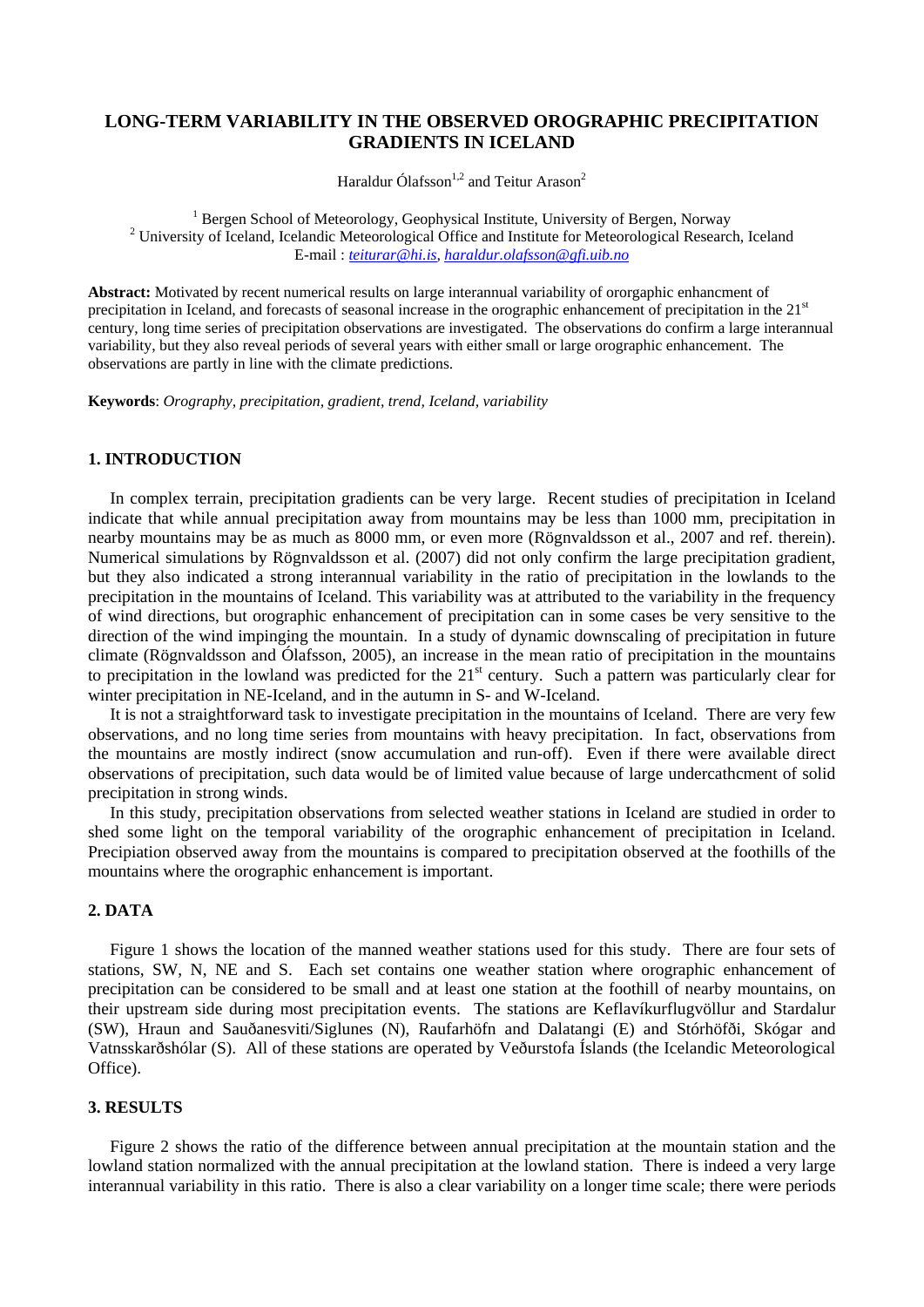# LONG-TERM VARIABILITY IN THE OBSERVED OROGRAPHIC PRECIPITATION GRADIENTS IN ICELAND

Haraldur Ólafsson[1,2] and Teitur Arason[2]

[1] Bergen School of Meteorology, Geophysical Institute, University of Bergen, Norway
[2] University of Iceland, Icelandic Meteorological Office and Institute for Meteorological Research, Iceland
E-mail : teiturar@hi.is, haraldur.olafsson@gfi.uib.no

**Abstract:** Motivated by recent numerical results on large interannual variability of ororgaphic enhancment of precipitation in Iceland, and forecasts of seasonal increase in the orographic enhancement of precipitation in the 21st century, long time series of precipitation observations are investigated. The observations do confirm a large interannual variability, but they also reveal periods of several years with either small or large orographic enhancement. The observations are partly in line with the climate predictions.

**Keywords**: *Orography, precipitation, gradient, trend, Iceland, variability*

## 1. INTRODUCTION

In complex terrain, precipitation gradients can be very large. Recent studies of precipitation in Iceland indicate that while annual precipitation away from mountains may be less than 1000 mm, precipitation in nearby mountains may be as much as 8000 mm, or even more (Rögnvaldsson et al., 2007 and ref. therein). Numerical simulations by Rögnvaldsson et al. (2007) did not only confirm the large precipitation gradient, but they also indicated a strong interannual variability in the ratio of precipitation in the lowlands to the precipitation in the mountains of Iceland. This variability was at attributed to the variability in the frequency of wind directions, but orographic enhancement of precipitation can in some cases be very sensitive to the direction of the wind impinging the mountain. In a study of dynamic downscaling of precipitation in future climate (Rögnvaldsson and Ólafsson, 2005), an increase in the mean ratio of precipitation in the mountains to precipitation in the lowland was predicted for the 21st century. Such a pattern was particularly clear for winter precipitation in NE-Iceland, and in the autumn in S- and W-Iceland.

It is not a straightforward task to investigate precipitation in the mountains of Iceland. There are very few observations, and no long time series from mountains with heavy precipitation. In fact, observations from the mountains are mostly indirect (snow accumulation and run-off). Even if there were available direct observations of precipitation, such data would be of limited value because of large undercathcment of solid precipitation in strong winds.

In this study, precipitation observations from selected weather stations in Iceland are studied in order to shed some light on the temporal variability of the orographic enhancement of precipitation in Iceland. Precipiation observed away from the mountains is compared to precipitation observed at the foothills of the mountains where the orographic enhancement is important.

## 2. DATA

Figure 1 shows the location of the manned weather stations used for this study. There are four sets of stations, SW, N, NE and S. Each set contains one weather station where orographic enhancement of precipitation can be considered to be small and at least one station at the foothill of nearby mountains, on their upstream side during most precipitation events. The stations are Keflavíkurflugvöllur and Stardalur (SW), Hraun and Sauðanesviti/Siglunes (N), Raufarhöfn and Dalatangi (E) and Stórhöfði, Skógar and Vatnsskarðshólar (S). All of these stations are operated by Veðurstofa Íslands (the Icelandic Meteorological Office).

## 3. RESULTS

Figure 2 shows the ratio of the difference between annual precipitation at the mountain station and the lowland station normalized with the annual precipitation at the lowland station. There is indeed a very large interannual variability in this ratio. There is also a clear variability on a longer time scale; there were periods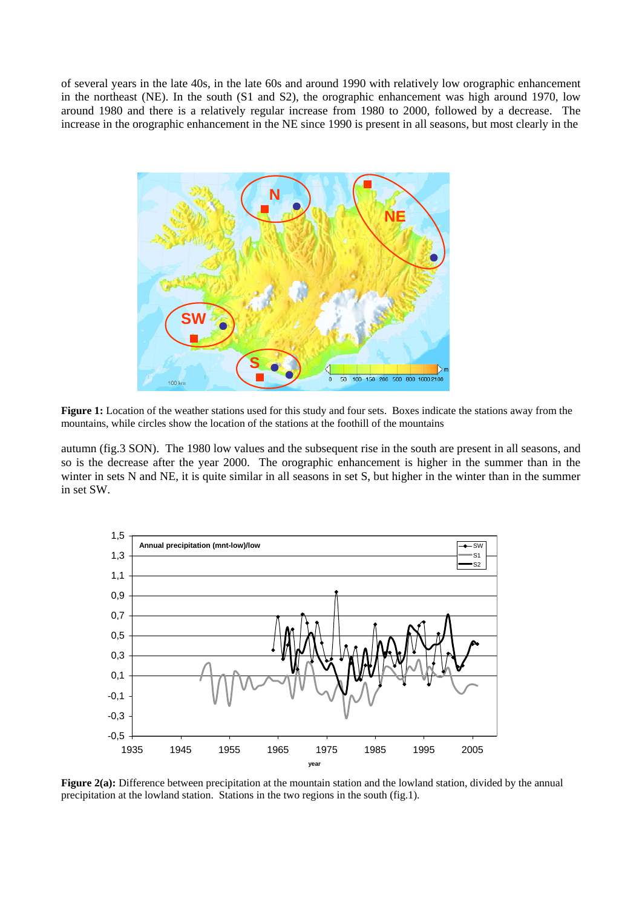of several years in the late 40s, in the late 60s and around 1990 with relatively low orographic enhancement in the northeast (NE). In the south (S1 and S2), the orographic enhancement was high around 1970, low around 1980 and there is a relatively regular increase from 1980 to 2000, followed by a decrease. The increase in the orographic enhancement in the NE since 1990 is present in all seasons, but most clearly in the

**Figure 1:** Location of the weather stations used for this study and four sets. Boxes indicate the stations away from the mountains, while circles show the location of the stations at the foothill of the mountains

autumn (fig.3 SON). The 1980 low values and the subsequent rise in the south are present in all seasons, and so is the decrease after the year 2000. The orographic enhancement is higher in the summer than in the winter in sets N and NE, it is quite similar in all seasons in set S, but higher in the winter than in the summer in set SW.

**Figure 2(a):** Difference between precipitation at the mountain station and the lowland station, divided by the annual precipitation at the lowland station. Stations in the two regions in the south (fig.1).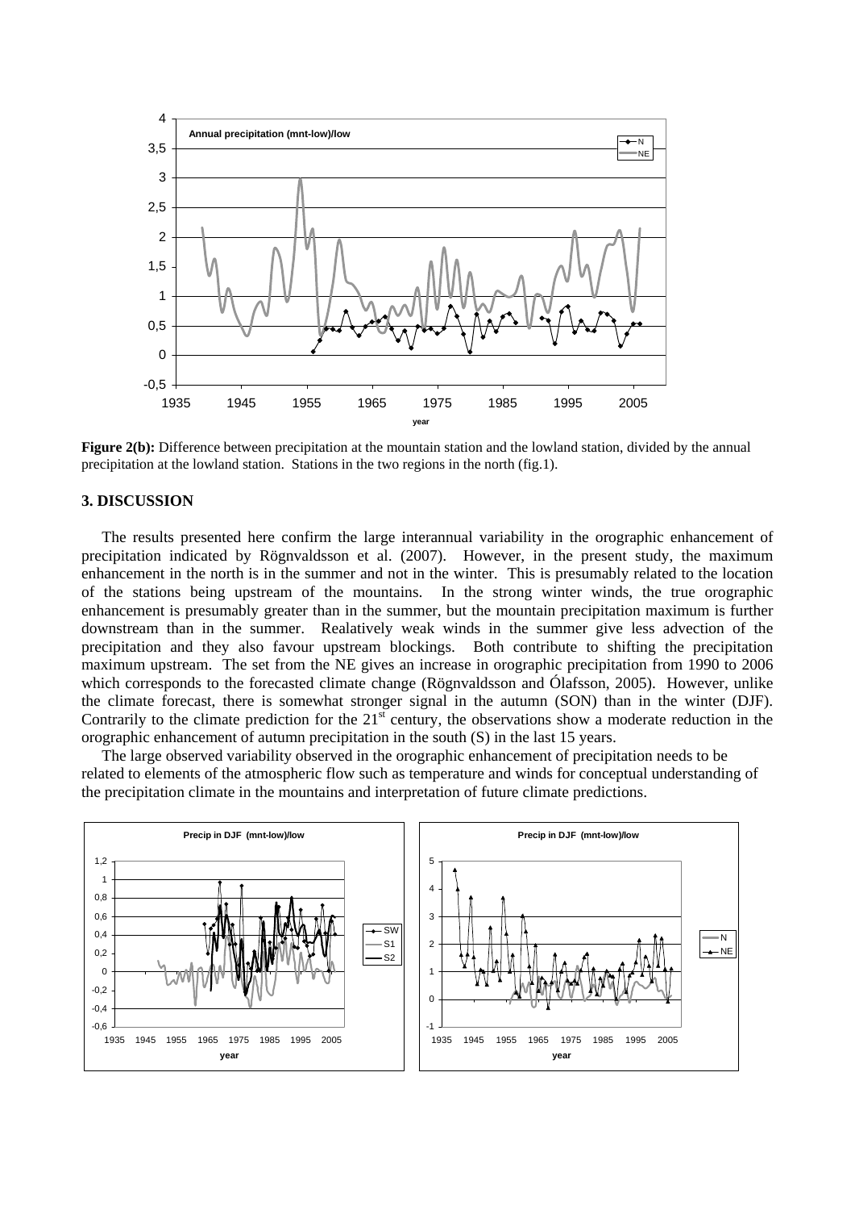**Figure 2(b):** Difference between precipitation at the mountain station and the lowland station, divided by the annual precipitation at the lowland station. Stations in the two regions in the north (fig.1).

## 3. DISCUSSION

The results presented here confirm the large interannual variability in the orographic enhancement of precipitation indicated by Rögnvaldsson et al. (2007). However, in the present study, the maximum enhancement in the north is in the summer and not in the winter. This is presumably related to the location of the stations being upstream of the mountains. In the strong winter winds, the true orographic enhancement is presumably greater than in the summer, but the mountain precipitation maximum is further downstream than in the summer. Realatively weak winds in the summer give less advection of the precipitation and they also favour upstream blockings. Both contribute to shifting the precipitation maximum upstream. The set from the NE gives an increase in orographic precipitation from 1990 to 2006 which corresponds to the forecasted climate change (Rögnvaldsson and Ólafsson, 2005). However, unlike the climate forecast, there is somewhat stronger signal in the autumn (SON) than in the winter (DJF). Contrarily to the climate prediction for the 21st century, the observations show a moderate reduction in the orographic enhancement of autumn precipitation in the south (S) in the last 15 years.

The large observed variability observed in the orographic enhancement of precipitation needs to be related to elements of the atmospheric flow such as temperature and winds for conceptual understanding of the precipitation climate in the mountains and interpretation of future climate predictions.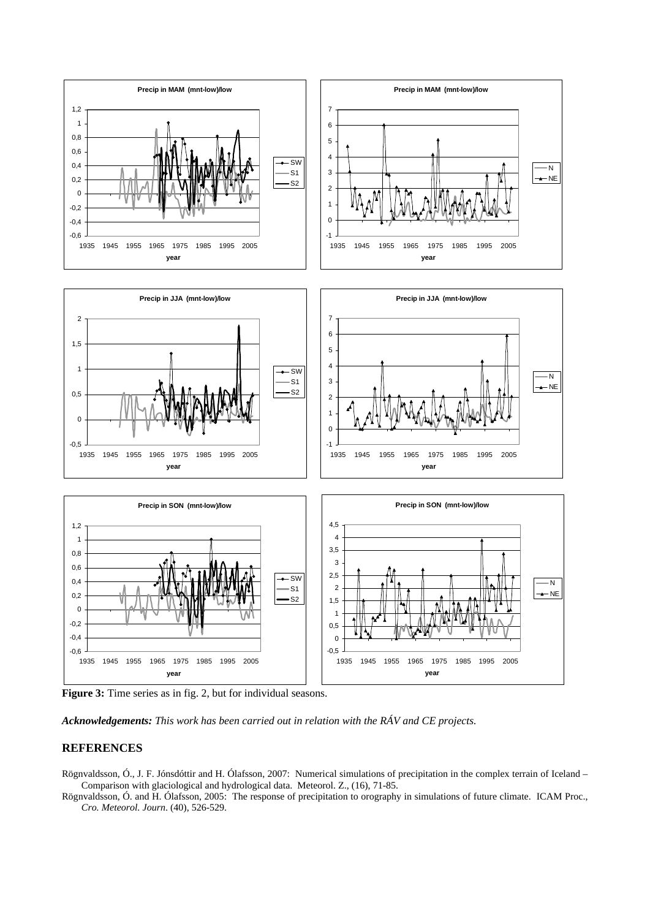Precip in MAM (mnt-low)/low

1,2
1
0,8
0,6
0,4
0,2
0
-0,2
-0,4
-0,6

1935 1945 1955 1965 1975 1985 1995 2005

year

SW
S1
S2

Precip in MAM (mnt-low)/low

7
6
5
4
3
2
1
0
-1

1935 1945 1955 1965 1975 1985 1995 2005

year

N
NE

Precip in JJA (mnt-low)/low

2
1,5
1
0,5
0
-0,5

1935 1945 1955 1965 1975 1985 1995 2005

year

SW
S1
S2

Precip in JJA (mnt-low)/low

7
6
5
4
3
2
1
0
-1

1935 1945 1955 1965 1975 1985 1995 2005

year

N
NE

Precip in SON (mnt-low)/low

1,2
1
0,8
0,6
0,4
0,2
0
-0,2
-0,4
-0,6

1935 1945 1955 1965 1975 1985 1995 2005

year

SW
S1
S2

Precip in SON (mnt-low)/low

4,5
4
3,5
3
2,5
2
1,5
1
0,5
0
-0,5

1935 1945 1955 1965 1975 1985 1995 2005

year

N
NE

**Figure 3:** Time series as in fig. 2, but for individual seasons.

***Acknowledgements:*** ***This work has been carried out in relation with the RÁV and CE projects.***

## REFERENCES

Rögnvaldsson, Ó., J. F. Jónsdóttir and H. Ólafsson, 2007: Numerical simulations of precipitation in the complex terrain of Iceland – Comparison with glaciological and hydrological data. Meteorol. Z., (16), 71-85.

Rögnvaldsson, Ó. and H. Ólafsson, 2005: The response of precipitation to orography in simulations of future climate. ICAM Proc., *Cro. Meteorol. Journ*. (40), 526-529.